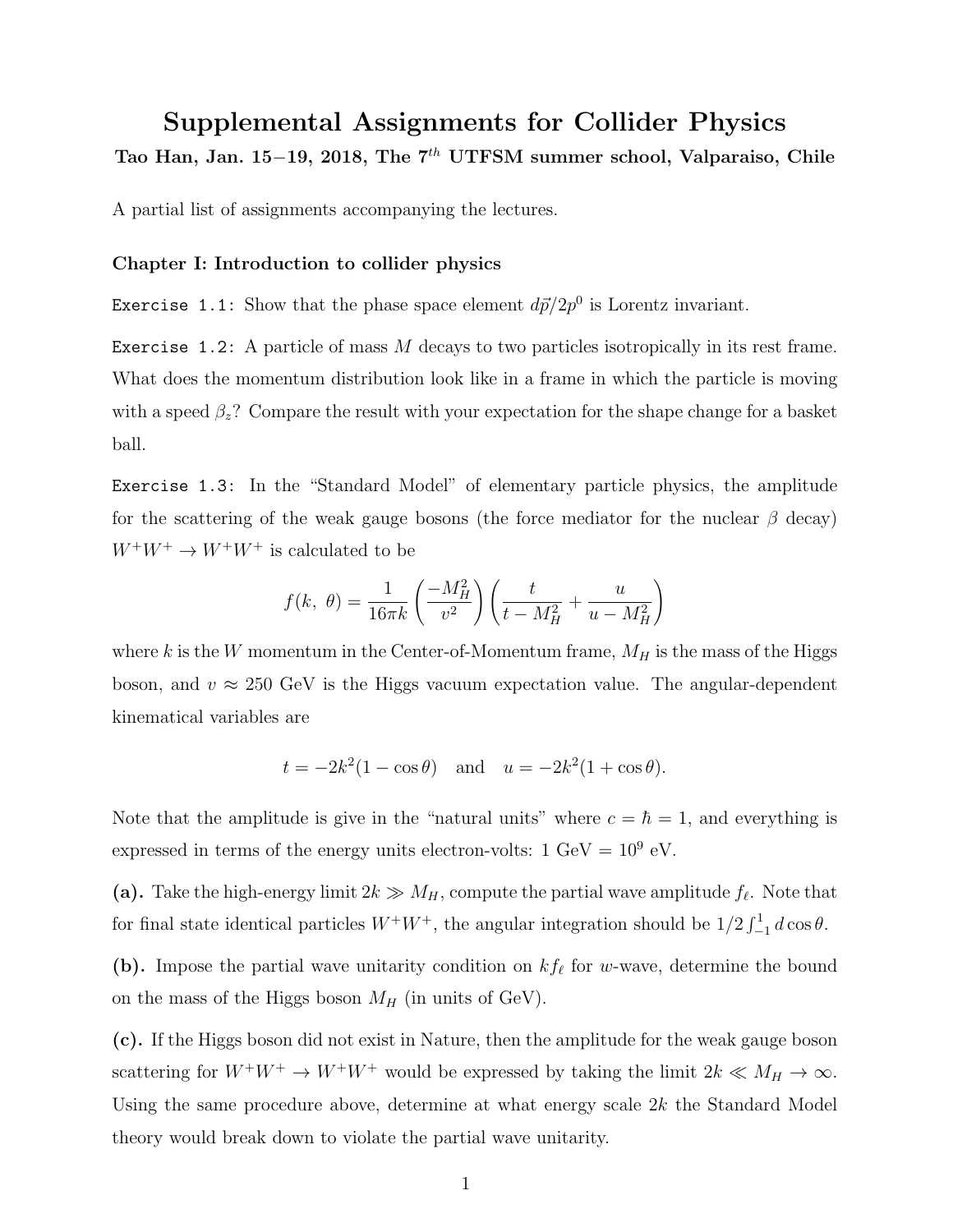# Supplemental Assignments for Collider Physics

**Tao Han, Jan. 15–19, 2018, The 7$^{th}$ UTFSM summer school, Valparaiso, Chile**

A partial list of assignments accompanying the lectures.

### Chapter I: Introduction to collider physics

`Exercise 1.1:` Show that the phase space element $d\vec{p}/2p^0$ is Lorentz invariant.

`Exercise 1.2:` A particle of mass $M$ decays to two particles isotropically in its rest frame. What does the momentum distribution look like in a frame in which the particle is moving with a speed $\beta_z$? Compare the result with your expectation for the shape change for a basket ball.

`Exercise 1.3:` In the "Standard Model" of elementary particle physics, the amplitude for the scattering of the weak gauge bosons (the force mediator for the nuclear $\beta$ decay) $W^+W^+ \to W^+W^+$ is calculated to be

$$f(k,\ \theta) = \frac{1}{16\pi k}\left(\frac{-M_H^2}{v^2}\right)\left(\frac{t}{t-M_H^2} + \frac{u}{u-M_H^2}\right)$$

where $k$ is the $W$ momentum in the Center-of-Momentum frame, $M_H$ is the mass of the Higgs boson, and $v \approx 250$ GeV is the Higgs vacuum expectation value. The angular-dependent kinematical variables are

$$t = -2k^2(1-\cos\theta) \quad \text{and} \quad u = -2k^2(1+\cos\theta).$$

Note that the amplitude is give in the "natural units" where $c = \hbar = 1$, and everything is expressed in terms of the energy units electron-volts: 1 GeV $= 10^9$ eV.

**(a).** Take the high-energy limit $2k \gg M_H$, compute the partial wave amplitude $f_\ell$. Note that for final state identical particles $W^+W^+$, the angular integration should be $1/2\int_{-1}^{1} d\cos\theta$.

**(b).** Impose the partial wave unitarity condition on $kf_\ell$ for $w$-wave, determine the bound on the mass of the Higgs boson $M_H$ (in units of GeV).

**(c).** If the Higgs boson did not exist in Nature, then the amplitude for the weak gauge boson scattering for $W^+W^+ \to W^+W^+$ would be expressed by taking the limit $2k \ll M_H \to \infty$. Using the same procedure above, determine at what energy scale $2k$ the Standard Model theory would break down to violate the partial wave unitarity.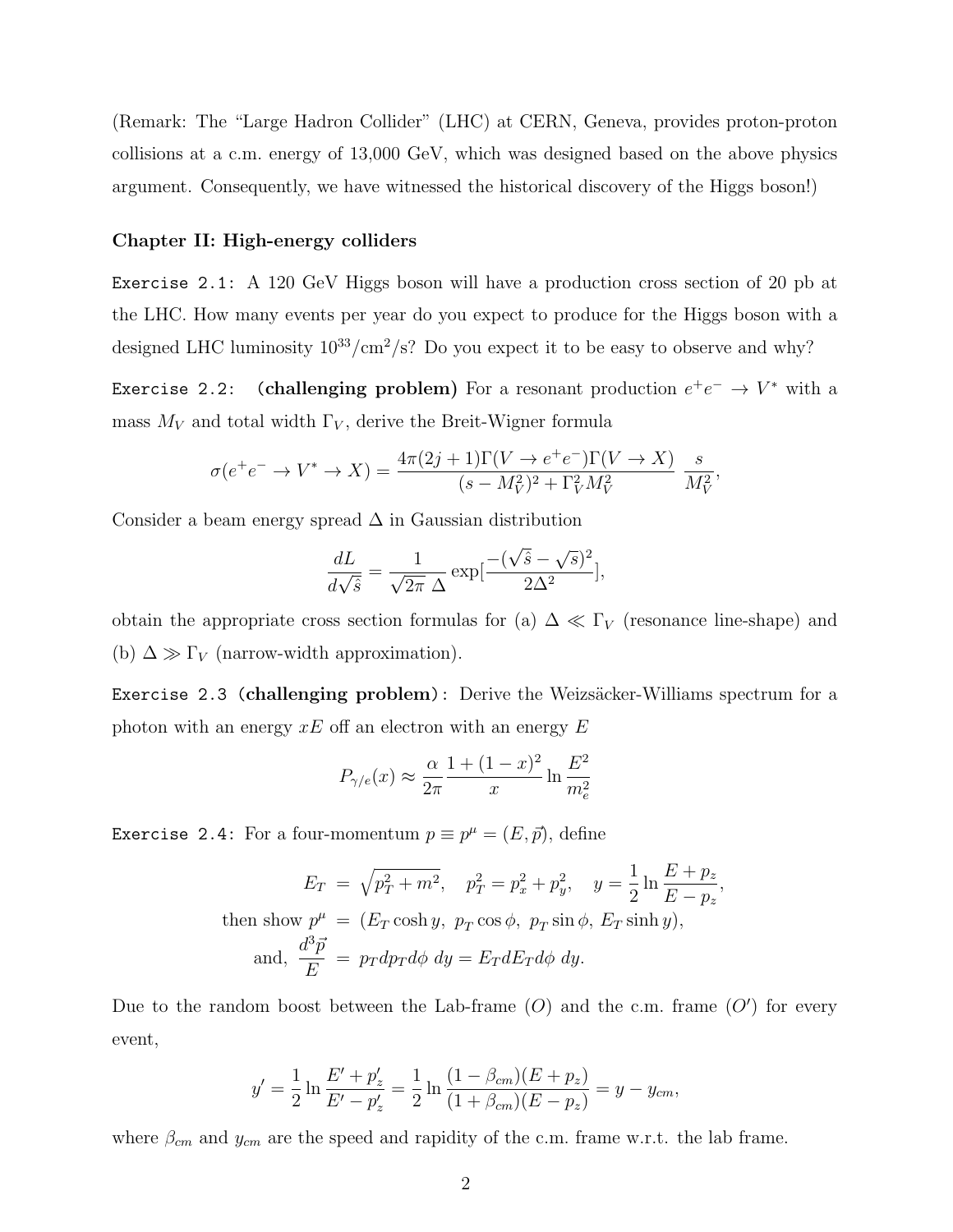(Remark: The "Large Hadron Collider" (LHC) at CERN, Geneva, provides proton-proton collisions at a c.m. energy of 13,000 GeV, which was designed based on the above physics argument. Consequently, we have witnessed the historical discovery of the Higgs boson!)

**Chapter II: High-energy colliders**

`Exercise 2.1:` A 120 GeV Higgs boson will have a production cross section of 20 pb at the LHC. How many events per year do you expect to produce for the Higgs boson with a designed LHC luminosity $10^{33}/\text{cm}^2/\text{s}$? Do you expect it to be easy to observe and why?

`Exercise 2.2:` **(challenging problem)** For a resonant production $e^+e^- \to V^*$ with a mass $M_V$ and total width $\Gamma_V$, derive the Breit-Wigner formula

$$\sigma(e^+e^- \to V^* \to X) = \frac{4\pi(2j+1)\Gamma(V \to e^+e^-)\Gamma(V \to X)}{(s - M_V^2)^2 + \Gamma_V^2 M_V^2} \; \frac{s}{M_V^2},$$

Consider a beam energy spread $\Delta$ in Gaussian distribution

$$\frac{dL}{d\sqrt{\hat{s}}} = \frac{1}{\sqrt{2\pi}\ \Delta} \exp\left[\frac{-(\sqrt{\hat{s}} - \sqrt{s})^2}{2\Delta^2}\right],$$

obtain the appropriate cross section formulas for (a) $\Delta \ll \Gamma_V$ (resonance line-shape) and (b) $\Delta \gg \Gamma_V$ (narrow-width approximation).

`Exercise 2.3` **`(challenging problem)`:** Derive the Weizsäcker-Williams spectrum for a photon with an energy $xE$ off an electron with an energy $E$

$$P_{\gamma/e}(x) \approx \frac{\alpha}{2\pi} \frac{1 + (1-x)^2}{x} \ln \frac{E^2}{m_e^2}$$

`Exercise 2.4:` For a four-momentum $p \equiv p^\mu = (E, \vec{p})$, define

$$E_T = \sqrt{p_T^2 + m^2}, \quad p_T^2 = p_x^2 + p_y^2, \quad y = \frac{1}{2} \ln \frac{E + p_z}{E - p_z},$$

$$\text{then show } p^\mu = (E_T \cosh y,\ p_T \cos\phi,\ p_T \sin\phi,\ E_T \sinh y),$$

$$\text{and, } \frac{d^3\vec{p}}{E} = p_T dp_T d\phi\ dy = E_T dE_T d\phi\ dy.$$

Due to the random boost between the Lab-frame ($O$) and the c.m. frame ($O'$) for every event,

$$y' = \frac{1}{2} \ln \frac{E' + p'_z}{E' - p'_z} = \frac{1}{2} \ln \frac{(1 - \beta_{cm})(E + p_z)}{(1 + \beta_{cm})(E - p_z)} = y - y_{cm},$$

where $\beta_{cm}$ and $y_{cm}$ are the speed and rapidity of the c.m. frame w.r.t. the lab frame.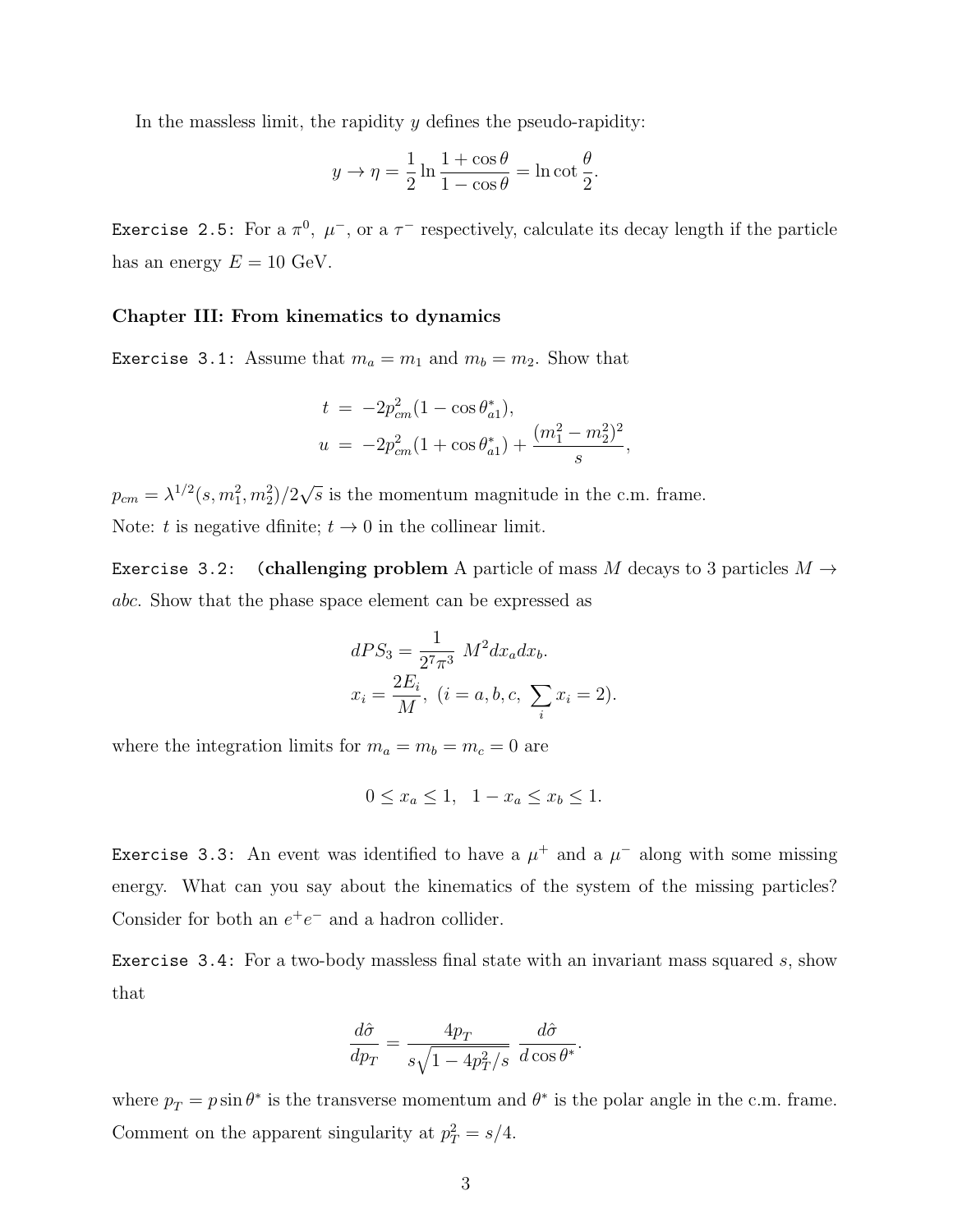In the massless limit, the rapidity $y$ defines the pseudo-rapidity:

$$y \to \eta = \frac{1}{2} \ln \frac{1 + \cos\theta}{1 - \cos\theta} = \ln \cot \frac{\theta}{2}.$$

`Exercise 2.5:` For a $\pi^0$, $\mu^-$, or a $\tau^-$ respectively, calculate its decay length if the particle has an energy $E = 10$ GeV.

### Chapter III: From kinematics to dynamics

`Exercise 3.1:` Assume that $m_a = m_1$ and $m_b = m_2$. Show that

$$\begin{aligned} t &= -2p_{cm}^2(1 - \cos\theta_{a1}^*), \\ u &= -2p_{cm}^2(1 + \cos\theta_{a1}^*) + \frac{(m_1^2 - m_2^2)^2}{s}, \end{aligned}$$

$p_{cm} = \lambda^{1/2}(s, m_1^2, m_2^2)/2\sqrt{s}$ is the momentum magnitude in the c.m. frame.
Note: $t$ is negative dfinite; $t \to 0$ in the collinear limit.

`Exercise 3.2:` **(challenging problem** A particle of mass $M$ decays to 3 particles $M \to abc$. Show that the phase space element can be expressed as

$$dPS_3 = \frac{1}{2^7\pi^3}\ M^2 dx_a dx_b.$$

$$x_i = \frac{2E_i}{M},\ (i = a, b, c,\ \sum_i x_i = 2).$$

where the integration limits for $m_a = m_b = m_c = 0$ are

$$0 \le x_a \le 1, \quad 1 - x_a \le x_b \le 1.$$

`Exercise 3.3:` An event was identified to have a $\mu^+$ and a $\mu^-$ along with some missing energy. What can you say about the kinematics of the system of the missing particles? Consider for both an $e^+e^-$ and a hadron collider.

`Exercise 3.4:` For a two-body massless final state with an invariant mass squared $s$, show that

$$\frac{d\hat{\sigma}}{dp_T} = \frac{4p_T}{s\sqrt{1 - 4p_T^2/s}}\ \frac{d\hat{\sigma}}{d\cos\theta^*}.$$

where $p_T = p\sin\theta^*$ is the transverse momentum and $\theta^*$ is the polar angle in the c.m. frame. Comment on the apparent singularity at $p_T^2 = s/4$.